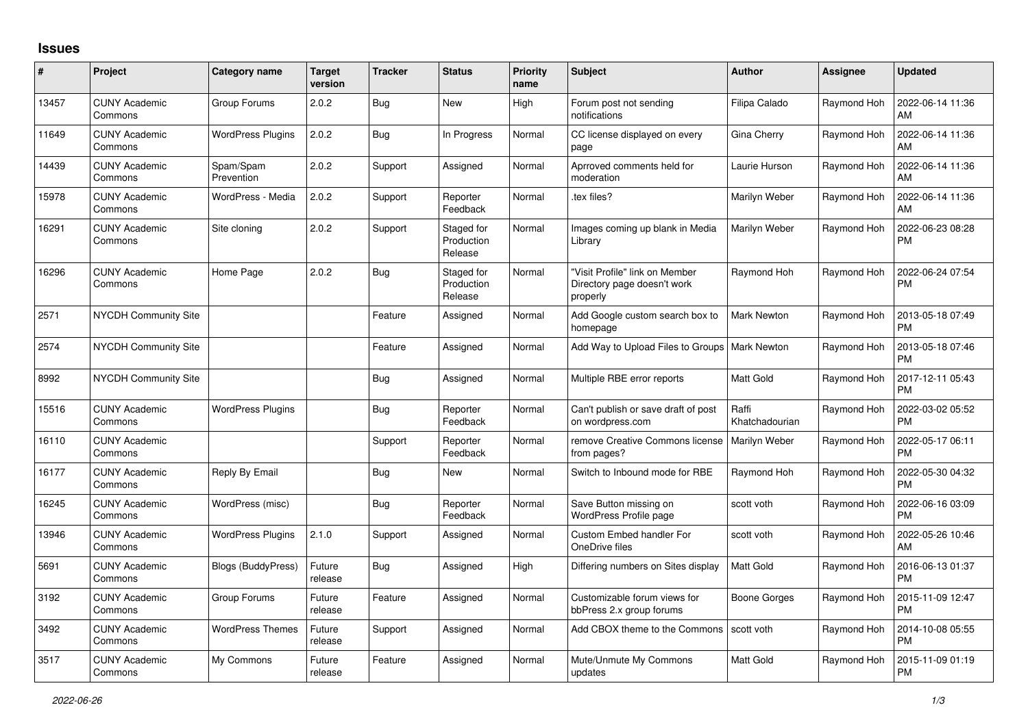# Issues

| # | Project | Category name | Target version | Tracker | Status | Priority name | Subject | Author | Assignee | Updated |
|---|---|---|---|---|---|---|---|---|---|---|
| 13457 | CUNY Academic Commons | Group Forums | 2.0.2 | Bug | New | High | Forum post not sending notifications | Filipa Calado | Raymond Hoh | 2022-06-14 11:36 AM |
| 11649 | CUNY Academic Commons | WordPress Plugins | 2.0.2 | Bug | In Progress | Normal | CC license displayed on every page | Gina Cherry | Raymond Hoh | 2022-06-14 11:36 AM |
| 14439 | CUNY Academic Commons | Spam/Spam Prevention | 2.0.2 | Support | Assigned | Normal | Aprroved comments held for moderation | Laurie Hurson | Raymond Hoh | 2022-06-14 11:36 AM |
| 15978 | CUNY Academic Commons | WordPress - Media | 2.0.2 | Support | Reporter Feedback | Normal | .tex files? | Marilyn Weber | Raymond Hoh | 2022-06-14 11:36 AM |
| 16291 | CUNY Academic Commons | Site cloning | 2.0.2 | Support | Staged for Production Release | Normal | Images coming up blank in Media Library | Marilyn Weber | Raymond Hoh | 2022-06-23 08:28 PM |
| 16296 | CUNY Academic Commons | Home Page | 2.0.2 | Bug | Staged for Production Release | Normal | "Visit Profile" link on Member Directory page doesn't work properly | Raymond Hoh | Raymond Hoh | 2022-06-24 07:54 PM |
| 2571 | NYCDH Community Site | | | Feature | Assigned | Normal | Add Google custom search box to homepage | Mark Newton | Raymond Hoh | 2013-05-18 07:49 PM |
| 2574 | NYCDH Community Site | | | Feature | Assigned | Normal | Add Way to Upload Files to Groups | Mark Newton | Raymond Hoh | 2013-05-18 07:46 PM |
| 8992 | NYCDH Community Site | | | Bug | Assigned | Normal | Multiple RBE error reports | Matt Gold | Raymond Hoh | 2017-12-11 05:43 PM |
| 15516 | CUNY Academic Commons | WordPress Plugins | | Bug | Reporter Feedback | Normal | Can't publish or save draft of post on wordpress.com | Raffi Khatchadourian | Raymond Hoh | 2022-03-02 05:52 PM |
| 16110 | CUNY Academic Commons | | | Support | Reporter Feedback | Normal | remove Creative Commons license from pages? | Marilyn Weber | Raymond Hoh | 2022-05-17 06:11 PM |
| 16177 | CUNY Academic Commons | Reply By Email | | Bug | New | Normal | Switch to Inbound mode for RBE | Raymond Hoh | Raymond Hoh | 2022-05-30 04:32 PM |
| 16245 | CUNY Academic Commons | WordPress (misc) | | Bug | Reporter Feedback | Normal | Save Button missing on WordPress Profile page | scott voth | Raymond Hoh | 2022-06-16 03:09 PM |
| 13946 | CUNY Academic Commons | WordPress Plugins | 2.1.0 | Support | Assigned | Normal | Custom Embed handler For OneDrive files | scott voth | Raymond Hoh | 2022-05-26 10:46 AM |
| 5691 | CUNY Academic Commons | Blogs (BuddyPress) | Future release | Bug | Assigned | High | Differing numbers on Sites display | Matt Gold | Raymond Hoh | 2016-06-13 01:37 PM |
| 3192 | CUNY Academic Commons | Group Forums | Future release | Feature | Assigned | Normal | Customizable forum views for bbPress 2.x group forums | Boone Gorges | Raymond Hoh | 2015-11-09 12:47 PM |
| 3492 | CUNY Academic Commons | WordPress Themes | Future release | Support | Assigned | Normal | Add CBOX theme to the Commons | scott voth | Raymond Hoh | 2014-10-08 05:55 PM |
| 3517 | CUNY Academic Commons | My Commons | Future release | Feature | Assigned | Normal | Mute/Unmute My Commons updates | Matt Gold | Raymond Hoh | 2015-11-09 01:19 PM |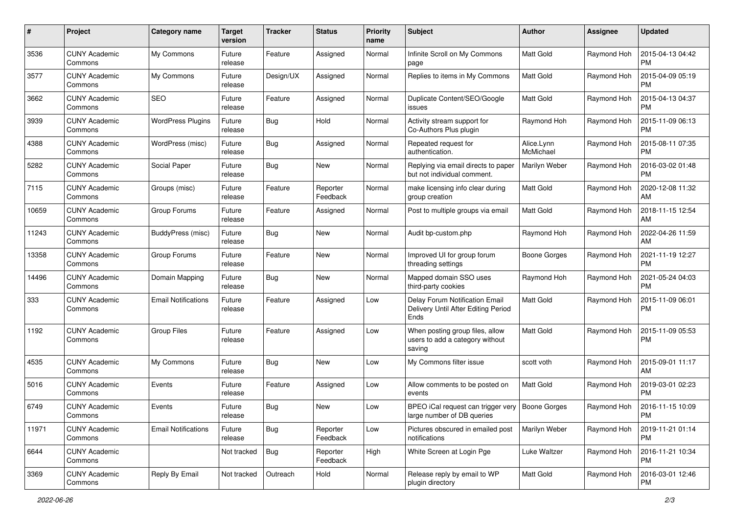| # | Project | Category name | Target version | Tracker | Status | Priority name | Subject | Author | Assignee | Updated |
|---|---|---|---|---|---|---|---|---|---|---|
| 3536 | CUNY Academic Commons | My Commons | Future release | Feature | Assigned | Normal | Infinite Scroll on My Commons page | Matt Gold | Raymond Hoh | 2015-04-13 04:42 PM |
| 3577 | CUNY Academic Commons | My Commons | Future release | Design/UX | Assigned | Normal | Replies to items in My Commons | Matt Gold | Raymond Hoh | 2015-04-09 05:19 PM |
| 3662 | CUNY Academic Commons | SEO | Future release | Feature | Assigned | Normal | Duplicate Content/SEO/Google issues | Matt Gold | Raymond Hoh | 2015-04-13 04:37 PM |
| 3939 | CUNY Academic Commons | WordPress Plugins | Future release | Bug | Hold | Normal | Activity stream support for Co-Authors Plus plugin | Raymond Hoh | Raymond Hoh | 2015-11-09 06:13 PM |
| 4388 | CUNY Academic Commons | WordPress (misc) | Future release | Bug | Assigned | Normal | Repeated request for authentication. | Alice.Lynn McMichael | Raymond Hoh | 2015-08-11 07:35 PM |
| 5282 | CUNY Academic Commons | Social Paper | Future release | Bug | New | Normal | Replying via email directs to paper but not individual comment. | Marilyn Weber | Raymond Hoh | 2016-03-02 01:48 PM |
| 7115 | CUNY Academic Commons | Groups (misc) | Future release | Feature | Reporter Feedback | Normal | make licensing info clear during group creation | Matt Gold | Raymond Hoh | 2020-12-08 11:32 AM |
| 10659 | CUNY Academic Commons | Group Forums | Future release | Feature | Assigned | Normal | Post to multiple groups via email | Matt Gold | Raymond Hoh | 2018-11-15 12:54 AM |
| 11243 | CUNY Academic Commons | BuddyPress (misc) | Future release | Bug | New | Normal | Audit bp-custom.php | Raymond Hoh | Raymond Hoh | 2022-04-26 11:59 AM |
| 13358 | CUNY Academic Commons | Group Forums | Future release | Feature | New | Normal | Improved UI for group forum threading settings | Boone Gorges | Raymond Hoh | 2021-11-19 12:27 PM |
| 14496 | CUNY Academic Commons | Domain Mapping | Future release | Bug | New | Normal | Mapped domain SSO uses third-party cookies | Raymond Hoh | Raymond Hoh | 2021-05-24 04:03 PM |
| 333 | CUNY Academic Commons | Email Notifications | Future release | Feature | Assigned | Low | Delay Forum Notification Email Delivery Until After Editing Period Ends | Matt Gold | Raymond Hoh | 2015-11-09 06:01 PM |
| 1192 | CUNY Academic Commons | Group Files | Future release | Feature | Assigned | Low | When posting group files, allow users to add a category without saving | Matt Gold | Raymond Hoh | 2015-11-09 05:53 PM |
| 4535 | CUNY Academic Commons | My Commons | Future release | Bug | New | Low | My Commons filter issue | scott voth | Raymond Hoh | 2015-09-01 11:17 AM |
| 5016 | CUNY Academic Commons | Events | Future release | Feature | Assigned | Low | Allow comments to be posted on events | Matt Gold | Raymond Hoh | 2019-03-01 02:23 PM |
| 6749 | CUNY Academic Commons | Events | Future release | Bug | New | Low | BPEO iCal request can trigger very large number of DB queries | Boone Gorges | Raymond Hoh | 2016-11-15 10:09 PM |
| 11971 | CUNY Academic Commons | Email Notifications | Future release | Bug | Reporter Feedback | Low | Pictures obscured in emailed post notifications | Marilyn Weber | Raymond Hoh | 2019-11-21 01:14 PM |
| 6644 | CUNY Academic Commons | | Not tracked | Bug | Reporter Feedback | High | White Screen at Login Pge | Luke Waltzer | Raymond Hoh | 2016-11-21 10:34 PM |
| 3369 | CUNY Academic Commons | Reply By Email | Not tracked | Outreach | Hold | Normal | Release reply by email to WP plugin directory | Matt Gold | Raymond Hoh | 2016-03-01 12:46 PM |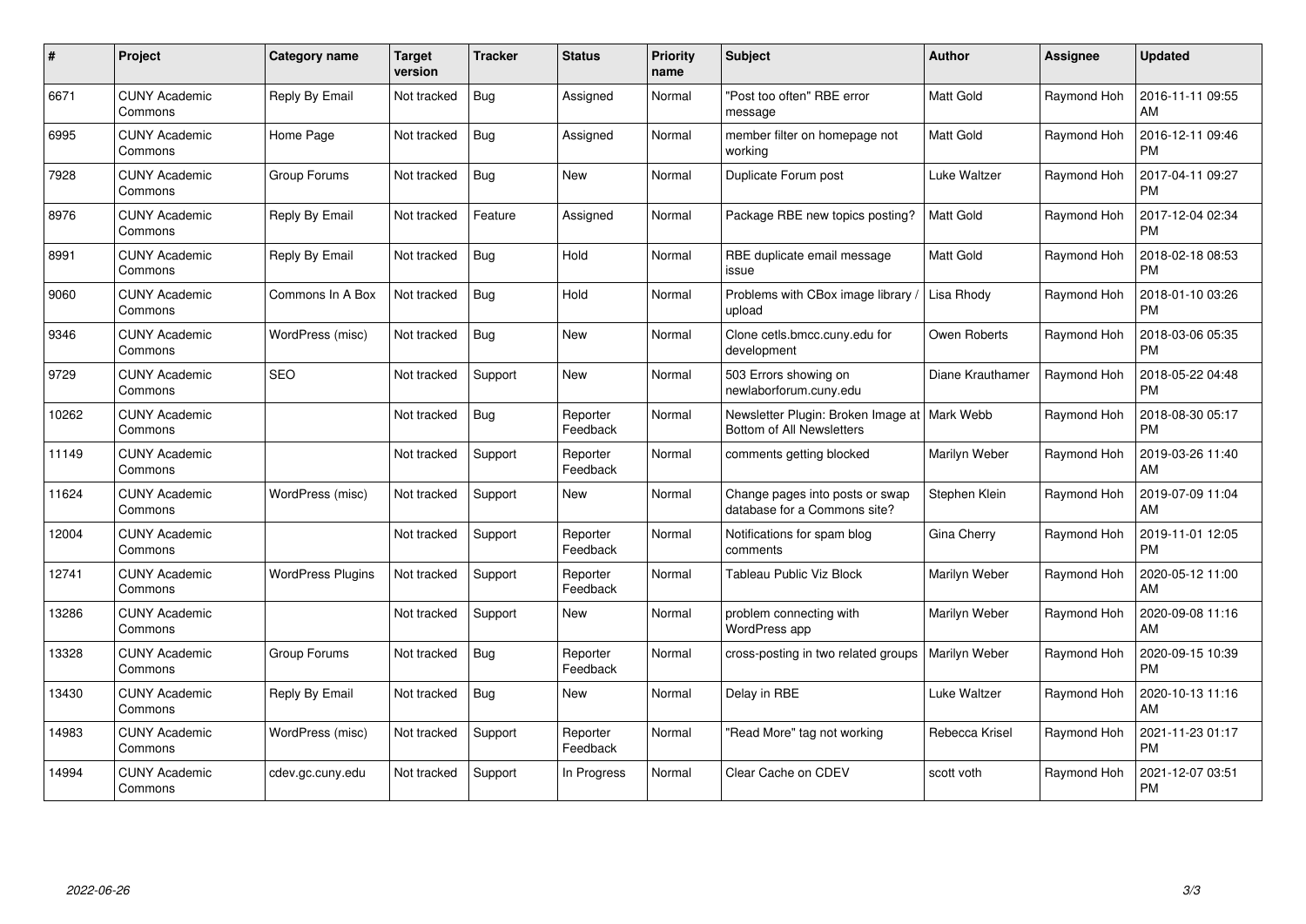| # | Project | Category name | Target version | Tracker | Status | Priority name | Subject | Author | Assignee | Updated |
|---|---|---|---|---|---|---|---|---|---|---|
| 6671 | CUNY Academic Commons | Reply By Email | Not tracked | Bug | Assigned | Normal | "Post too often" RBE error message | Matt Gold | Raymond Hoh | 2016-11-11 09:55 AM |
| 6995 | CUNY Academic Commons | Home Page | Not tracked | Bug | Assigned | Normal | member filter on homepage not working | Matt Gold | Raymond Hoh | 2016-12-11 09:46 PM |
| 7928 | CUNY Academic Commons | Group Forums | Not tracked | Bug | New | Normal | Duplicate Forum post | Luke Waltzer | Raymond Hoh | 2017-04-11 09:27 PM |
| 8976 | CUNY Academic Commons | Reply By Email | Not tracked | Feature | Assigned | Normal | Package RBE new topics posting? | Matt Gold | Raymond Hoh | 2017-12-04 02:34 PM |
| 8991 | CUNY Academic Commons | Reply By Email | Not tracked | Bug | Hold | Normal | RBE duplicate email message issue | Matt Gold | Raymond Hoh | 2018-02-18 08:53 PM |
| 9060 | CUNY Academic Commons | Commons In A Box | Not tracked | Bug | Hold | Normal | Problems with CBox image library / upload | Lisa Rhody | Raymond Hoh | 2018-01-10 03:26 PM |
| 9346 | CUNY Academic Commons | WordPress (misc) | Not tracked | Bug | New | Normal | Clone cetls.bmcc.cuny.edu for development | Owen Roberts | Raymond Hoh | 2018-03-06 05:35 PM |
| 9729 | CUNY Academic Commons | SEO | Not tracked | Support | New | Normal | 503 Errors showing on newlaborforum.cuny.edu | Diane Krauthamer | Raymond Hoh | 2018-05-22 04:48 PM |
| 10262 | CUNY Academic Commons | | Not tracked | Bug | Reporter Feedback | Normal | Newsletter Plugin: Broken Image at Bottom of All Newsletters | Mark Webb | Raymond Hoh | 2018-08-30 05:17 PM |
| 11149 | CUNY Academic Commons | | Not tracked | Support | Reporter Feedback | Normal | comments getting blocked | Marilyn Weber | Raymond Hoh | 2019-03-26 11:40 AM |
| 11624 | CUNY Academic Commons | WordPress (misc) | Not tracked | Support | New | Normal | Change pages into posts or swap database for a Commons site? | Stephen Klein | Raymond Hoh | 2019-07-09 11:04 AM |
| 12004 | CUNY Academic Commons | | Not tracked | Support | Reporter Feedback | Normal | Notifications for spam blog comments | Gina Cherry | Raymond Hoh | 2019-11-01 12:05 PM |
| 12741 | CUNY Academic Commons | WordPress Plugins | Not tracked | Support | Reporter Feedback | Normal | Tableau Public Viz Block | Marilyn Weber | Raymond Hoh | 2020-05-12 11:00 AM |
| 13286 | CUNY Academic Commons | | Not tracked | Support | New | Normal | problem connecting with WordPress app | Marilyn Weber | Raymond Hoh | 2020-09-08 11:16 AM |
| 13328 | CUNY Academic Commons | Group Forums | Not tracked | Bug | Reporter Feedback | Normal | cross-posting in two related groups | Marilyn Weber | Raymond Hoh | 2020-09-15 10:39 PM |
| 13430 | CUNY Academic Commons | Reply By Email | Not tracked | Bug | New | Normal | Delay in RBE | Luke Waltzer | Raymond Hoh | 2020-10-13 11:16 AM |
| 14983 | CUNY Academic Commons | WordPress (misc) | Not tracked | Support | Reporter Feedback | Normal | "Read More" tag not working | Rebecca Krisel | Raymond Hoh | 2021-11-23 01:17 PM |
| 14994 | CUNY Academic Commons | cdev.gc.cuny.edu | Not tracked | Support | In Progress | Normal | Clear Cache on CDEV | scott voth | Raymond Hoh | 2021-12-07 03:51 PM |